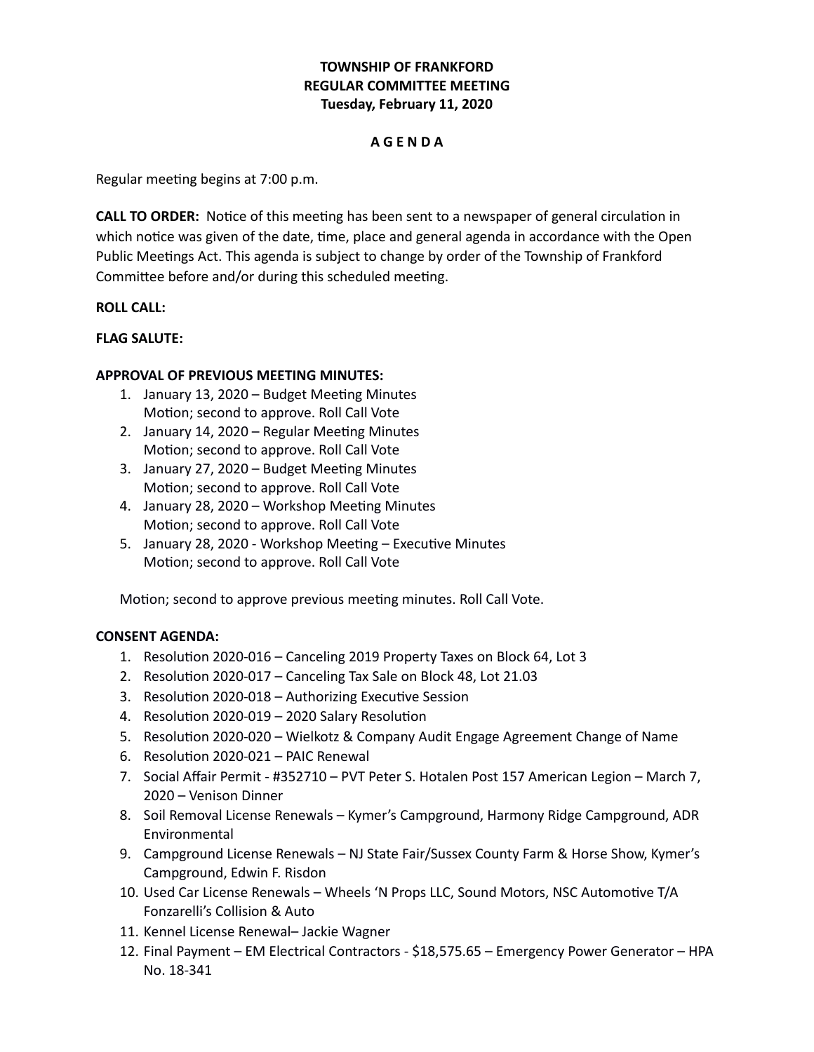**TOWNSHIP OF FRANKFORD**
**REGULAR COMMITTEE MEETING**
**Tuesday, February 11, 2020**

**A G E N D A**

Regular meeting begins at 7:00 p.m.

**CALL TO ORDER:** Notice of this meeting has been sent to a newspaper of general circulation in which notice was given of the date, time, place and general agenda in accordance with the Open Public Meetings Act. This agenda is subject to change by order of the Township of Frankford Committee before and/or during this scheduled meeting.

**ROLL CALL:**

**FLAG SALUTE:**

**APPROVAL OF PREVIOUS MEETING MINUTES:**

1. January 13, 2020 – Budget Meeting Minutes
   Motion; second to approve. Roll Call Vote
2. January 14, 2020 – Regular Meeting Minutes
   Motion; second to approve. Roll Call Vote
3. January 27, 2020 – Budget Meeting Minutes
   Motion; second to approve. Roll Call Vote
4. January 28, 2020 – Workshop Meeting Minutes
   Motion; second to approve. Roll Call Vote
5. January 28, 2020 - Workshop Meeting – Executive Minutes
   Motion; second to approve. Roll Call Vote

Motion; second to approve previous meeting minutes. Roll Call Vote.

**CONSENT AGENDA:**

1. Resolution 2020-016 – Canceling 2019 Property Taxes on Block 64, Lot 3
2. Resolution 2020-017 – Canceling Tax Sale on Block 48, Lot 21.03
3. Resolution 2020-018 – Authorizing Executive Session
4. Resolution 2020-019 – 2020 Salary Resolution
5. Resolution 2020-020 – Wielkotz & Company Audit Engage Agreement Change of Name
6. Resolution 2020-021 – PAIC Renewal
7. Social Affair Permit - #352710 – PVT Peter S. Hotalen Post 157 American Legion – March 7, 2020 – Venison Dinner
8. Soil Removal License Renewals – Kymer's Campground, Harmony Ridge Campground, ADR Environmental
9. Campground License Renewals – NJ State Fair/Sussex County Farm & Horse Show, Kymer's Campground, Edwin F. Risdon
10. Used Car License Renewals – Wheels 'N Props LLC, Sound Motors, NSC Automotive T/A Fonzarelli's Collision & Auto
11. Kennel License Renewal– Jackie Wagner
12. Final Payment – EM Electrical Contractors - $18,575.65 – Emergency Power Generator – HPA No. 18-341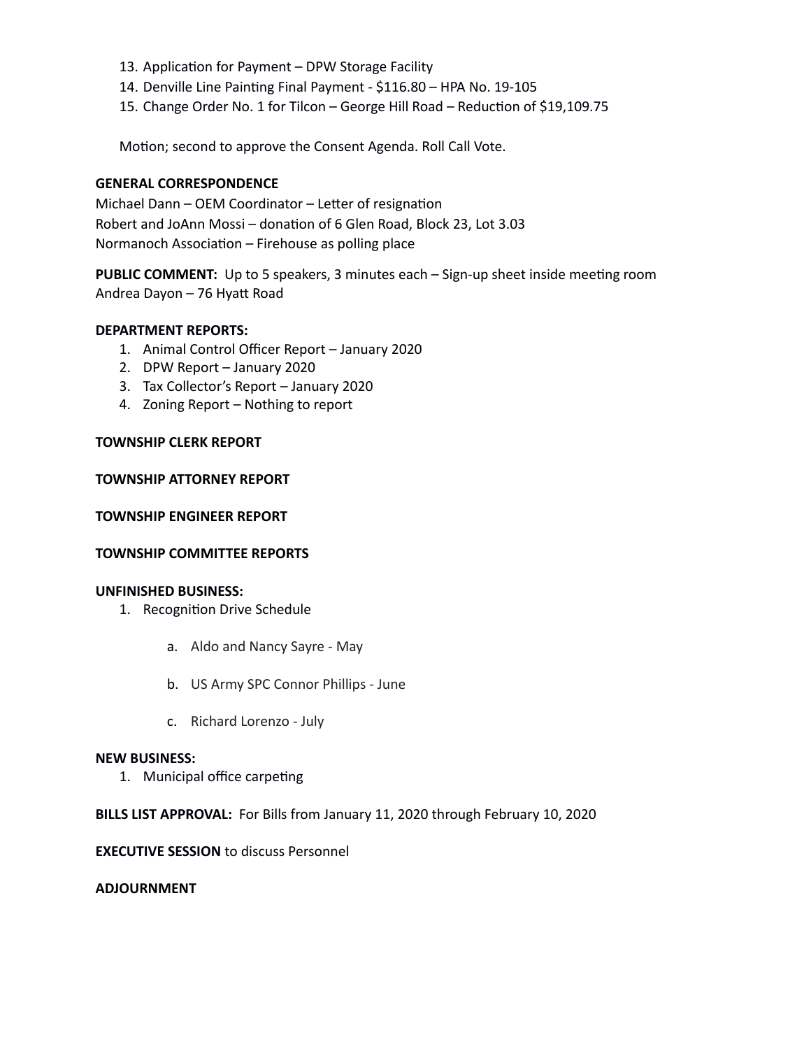13. Application for Payment – DPW Storage Facility
14. Denville Line Painting Final Payment - $116.80 – HPA No. 19-105
15. Change Order No. 1 for Tilcon – George Hill Road – Reduction of $19,109.75

Motion; second to approve the Consent Agenda. Roll Call Vote.

**GENERAL CORRESPONDENCE**

Michael Dann – OEM Coordinator – Letter of resignation
Robert and JoAnn Mossi – donation of 6 Glen Road, Block 23, Lot 3.03
Normanoch Association – Firehouse as polling place

**PUBLIC COMMENT:** Up to 5 speakers, 3 minutes each – Sign-up sheet inside meeting room
Andrea Dayon – 76 Hyatt Road

**DEPARTMENT REPORTS:**

1. Animal Control Officer Report – January 2020
2. DPW Report – January 2020
3. Tax Collector's Report – January 2020
4. Zoning Report – Nothing to report

**TOWNSHIP CLERK REPORT**

**TOWNSHIP ATTORNEY REPORT**

**TOWNSHIP ENGINEER REPORT**

**TOWNSHIP COMMITTEE REPORTS**

**UNFINISHED BUSINESS:**

1. Recognition Drive Schedule
   a. Aldo and Nancy Sayre - May
   b. US Army SPC Connor Phillips - June
   c. Richard Lorenzo - July

**NEW BUSINESS:**

1. Municipal office carpeting

**BILLS LIST APPROVAL:** For Bills from January 11, 2020 through February 10, 2020

**EXECUTIVE SESSION** to discuss Personnel

**ADJOURNMENT**